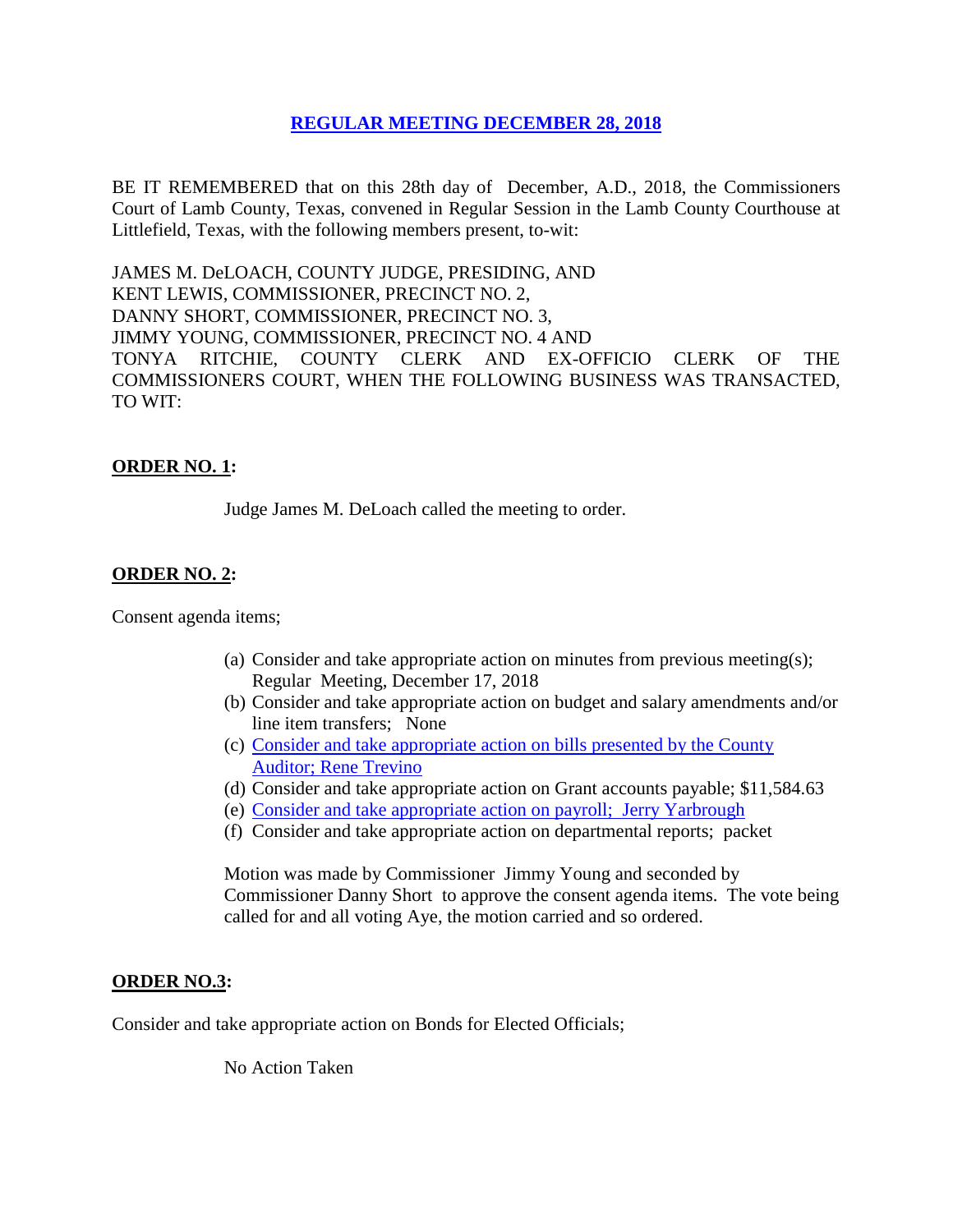# REGULAR MEETING DECEMBER 28, 2018

BE IT REMEMBERED that on this 28th day of December, A.D., 2018, the Commissioners Court of Lamb County, Texas, convened in Regular Session in the Lamb County Courthouse at Littlefield, Texas, with the following members present, to-wit:

JAMES M. DeLOACH, COUNTY JUDGE, PRESIDING, AND
KENT LEWIS, COMMISSIONER, PRECINCT NO. 2,
DANNY SHORT, COMMISSIONER, PRECINCT NO. 3,
JIMMY YOUNG, COMMISSIONER, PRECINCT NO. 4 AND
TONYA RITCHIE, COUNTY CLERK AND EX-OFFICIO CLERK OF THE COMMISSIONERS COURT, WHEN THE FOLLOWING BUSINESS WAS TRANSACTED, TO WIT:

**ORDER NO. 1:**

Judge James M. DeLoach called the meeting to order.

**ORDER NO. 2:**

Consent agenda items;

(a) Consider and take appropriate action on minutes from previous meeting(s); Regular Meeting, December 17, 2018
(b) Consider and take appropriate action on budget and salary amendments and/or line item transfers; None
(c) Consider and take appropriate action on bills presented by the County Auditor; Rene Trevino
(d) Consider and take appropriate action on Grant accounts payable; $11,584.63
(e) Consider and take appropriate action on payroll; Jerry Yarbrough
(f) Consider and take appropriate action on departmental reports; packet

Motion was made by Commissioner Jimmy Young and seconded by Commissioner Danny Short to approve the consent agenda items. The vote being called for and all voting Aye, the motion carried and so ordered.

**ORDER NO.3:**

Consider and take appropriate action on Bonds for Elected Officials;

No Action Taken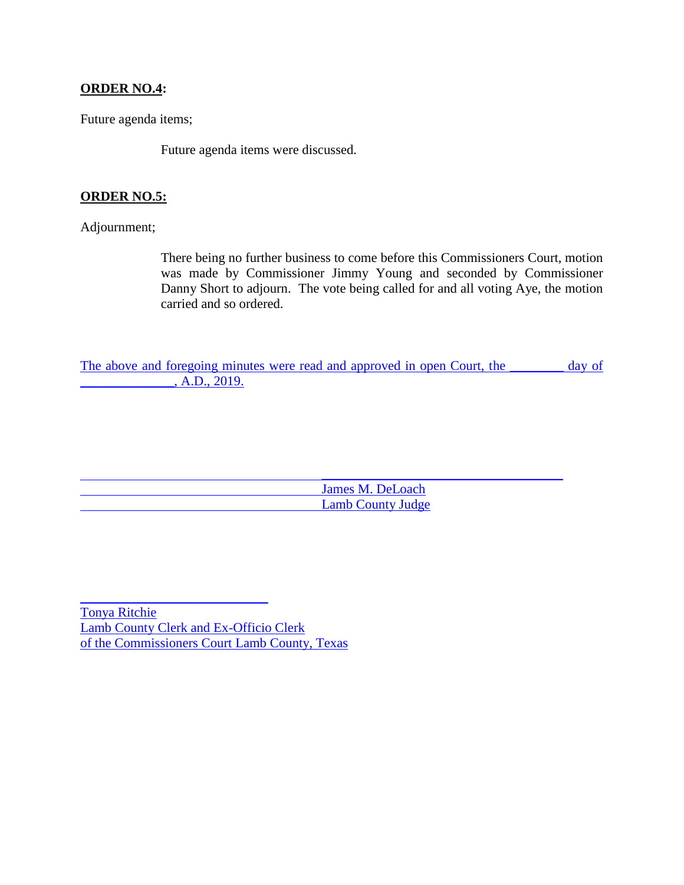**ORDER NO.4:**

Future agenda items;

Future agenda items were discussed.

**ORDER NO.5:**

Adjournment;

There being no further business to come before this Commissioners Court, motion was made by Commissioner Jimmy Young and seconded by Commissioner Danny Short to adjourn. The vote being called for and all voting Aye, the motion carried and so ordered.

The above and foregoing minutes were read and approved in open Court, the ________ day of ______________, A.D., 2019.

___________________________________
James M. DeLoach
Lamb County Judge

___________________________
Tonya Ritchie
Lamb County Clerk and Ex-Officio Clerk
of the Commissioners Court Lamb County, Texas